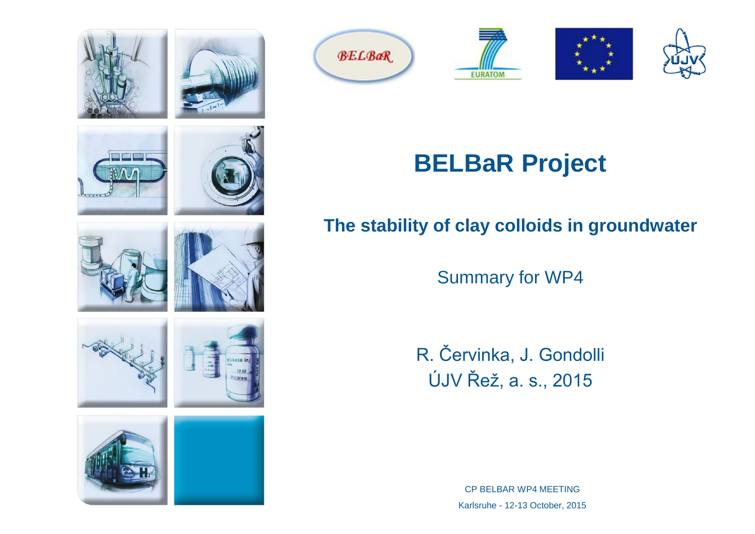# BELBaR Project

## The stability of clay colloids in groundwater

Summary for WP4

R. Červinka, J. Gondolli

ÚJV Řež, a. s., 2015

CP BELBAR WP4 MEETING

Karlsruhe - 12-13 October, 2015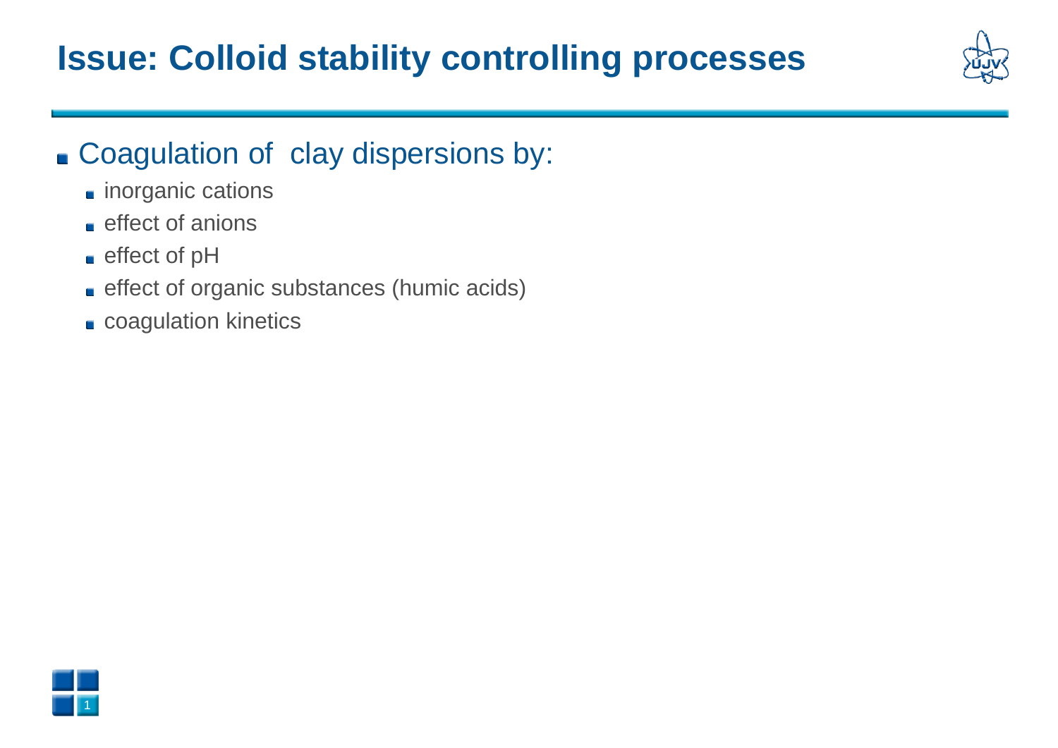# Issue: Colloid stability controlling processes

- Coagulation of clay dispersions by:
  - inorganic cations
  - effect of anions
  - effect of pH
  - effect of organic substances (humic acids)
  - coagulation kinetics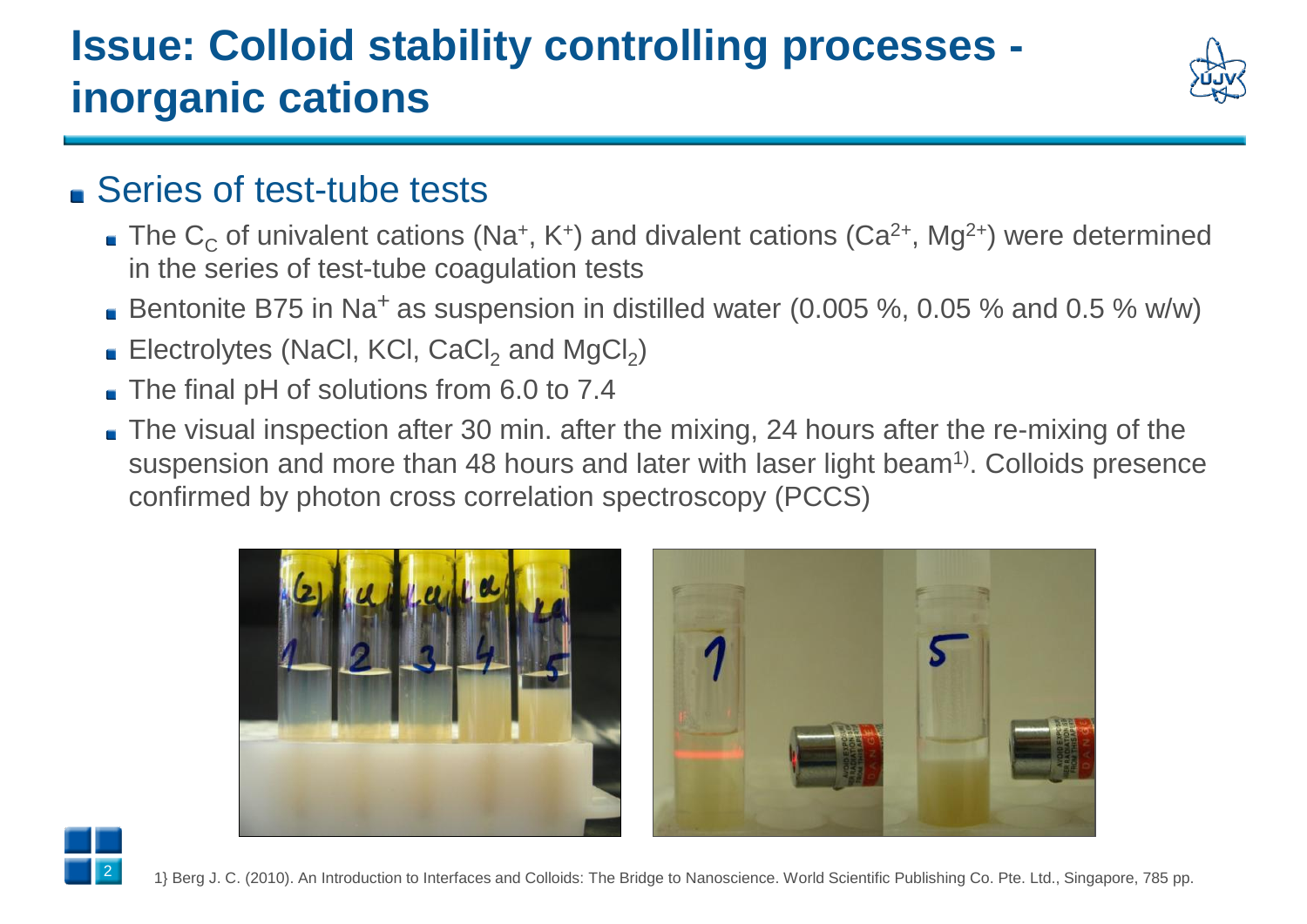# Issue: Colloid stability controlling processes - inorganic cations

- Series of test-tube tests
  - The $C_C$ of univalent cations ($Na^+$, $K^+$) and divalent cations ($Ca^{2+}$, $Mg^{2+}$) were determined in the series of test-tube coagulation tests
  - Bentonite B75 in $Na^+$ as suspension in distilled water (0.005 %, 0.05 % and 0.5 % w/w)
  - Electrolytes (NaCl, KCl, $CaCl_2$ and $MgCl_2$)
  - The final pH of solutions from 6.0 to 7.4
  - The visual inspection after 30 min. after the mixing, 24 hours after the re-mixing of the suspension and more than 48 hours and later with laser light beam[1)]. Colloids presence confirmed by photon cross correlation spectroscopy (PCCS)

1} Berg J. C. (2010). An Introduction to Interfaces and Colloids: The Bridge to Nanoscience. World Scientific Publishing Co. Pte. Ltd., Singapore, 785 pp.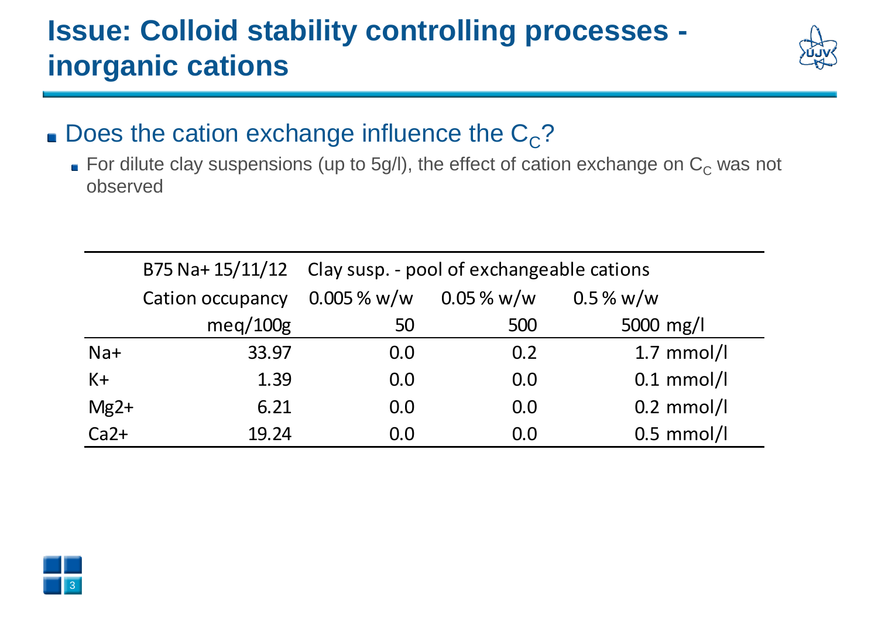# Issue: Colloid stability controlling processes - inorganic cations

- Does the cation exchange influence the $C_C$?
  - For dilute clay suspensions (up to 5g/l), the effect of cation exchange on $C_C$ was not observed

| | B75 Na+ 15/11/12 | Clay susp. - pool of exchangeable cations | | |
|---|---|---|---|---|
| | Cation occupancy | 0.005 % w/w | 0.05 % w/w | 0.5 % w/w |
| | meq/100g | 50 | 500 | 5000 mg/l |
| Na+ | 33.97 | 0.0 | 0.2 | 1.7 mmol/l |
| K+ | 1.39 | 0.0 | 0.0 | 0.1 mmol/l |
| Mg2+ | 6.21 | 0.0 | 0.0 | 0.2 mmol/l |
| Ca2+ | 19.24 | 0.0 | 0.0 | 0.5 mmol/l |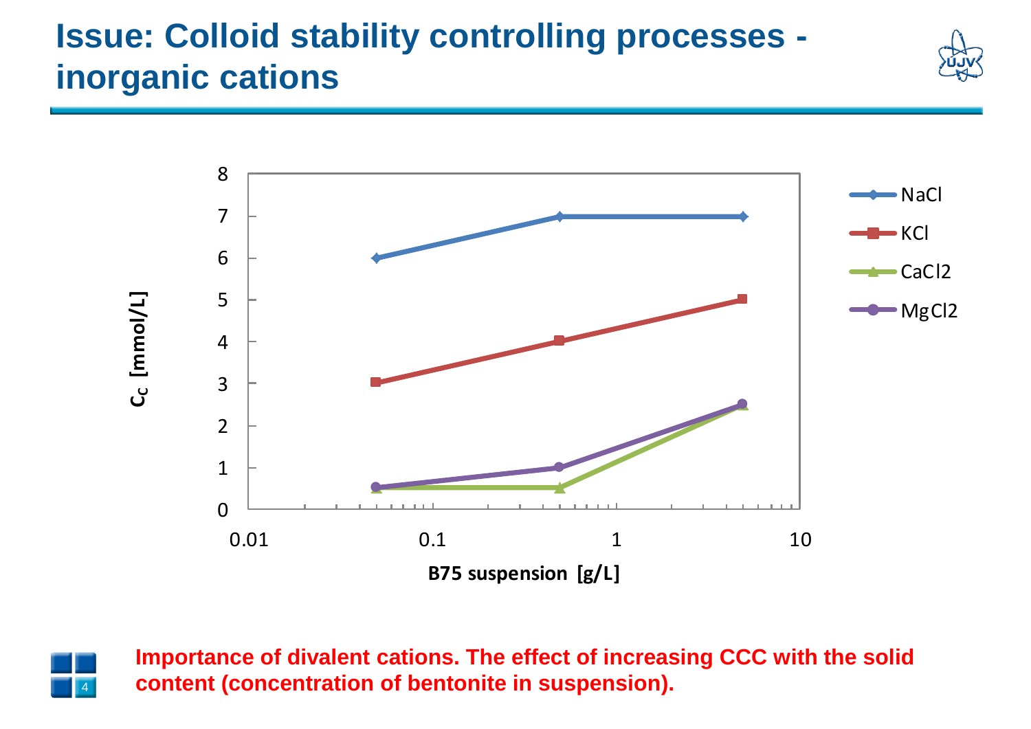# Issue: Colloid stability controlling processes - inorganic cations

**Importance of divalent cations. The effect of increasing CCC with the solid content (concentration of bentonite in suspension).**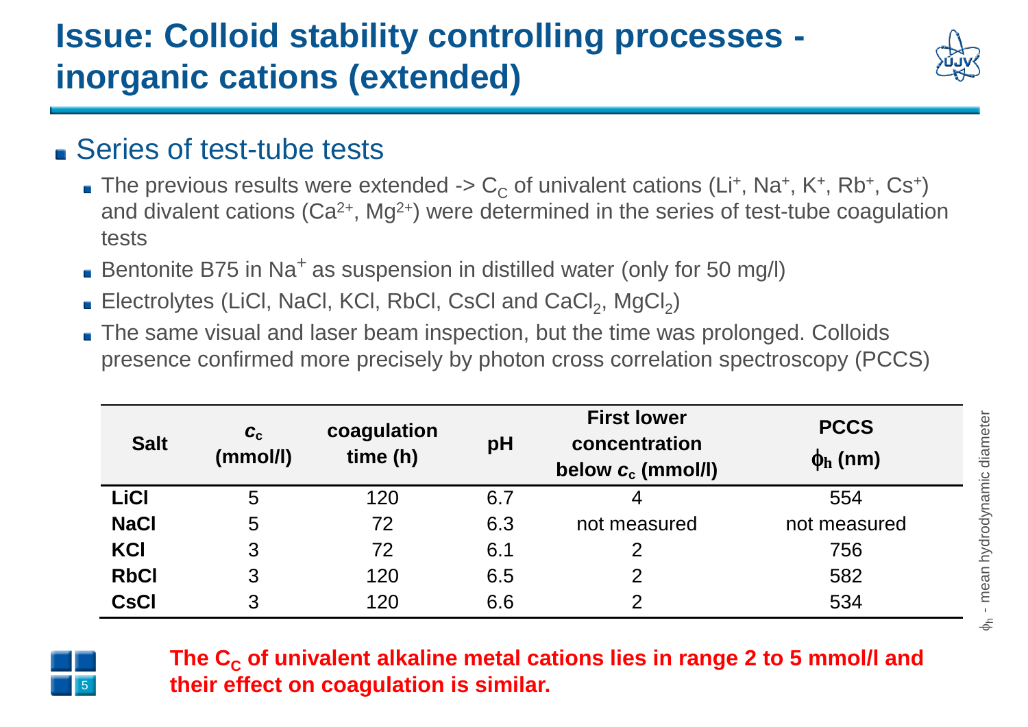# Issue: Colloid stability controlling processes - inorganic cations (extended)

- Series of test-tube tests
  - The previous results were extended -> $C_C$ of univalent cations ($Li^+$, $Na^+$, $K^+$, $Rb^+$, $Cs^+$) and divalent cations ($Ca^{2+}$, $Mg^{2+}$) were determined in the series of test-tube coagulation tests
  - Bentonite B75 in $Na^+$ as suspension in distilled water (only for 50 mg/l)
  - Electrolytes (LiCl, NaCl, KCl, RbCl, CsCl and $CaCl_2$, $MgCl_2$)
  - The same visual and laser beam inspection, but the time was prolonged. Colloids presence confirmed more precisely by photon cross correlation spectroscopy (PCCS)

| Salt | $c_c$ (mmol/l) | coagulation time (h) | pH | First lower concentration below $c_c$ (mmol/l) | PCCS $\phi_h$ (nm) |
|---|---|---|---|---|---|
| **LiCl** | 5 | 120 | 6.7 | 4 | 554 |
| **NaCl** | 5 | 72 | 6.3 | not measured | not measured |
| **KCl** | 3 | 72 | 6.1 | 2 | 756 |
| **RbCl** | 3 | 120 | 6.5 | 2 | 582 |
| **CsCl** | 3 | 120 | 6.6 | 2 | 534 |

$\phi_h$ - mean hydrodynamic diameter

**The $C_C$ of univalent alkaline metal cations lies in range 2 to 5 mmol/l and their effect on coagulation is similar.**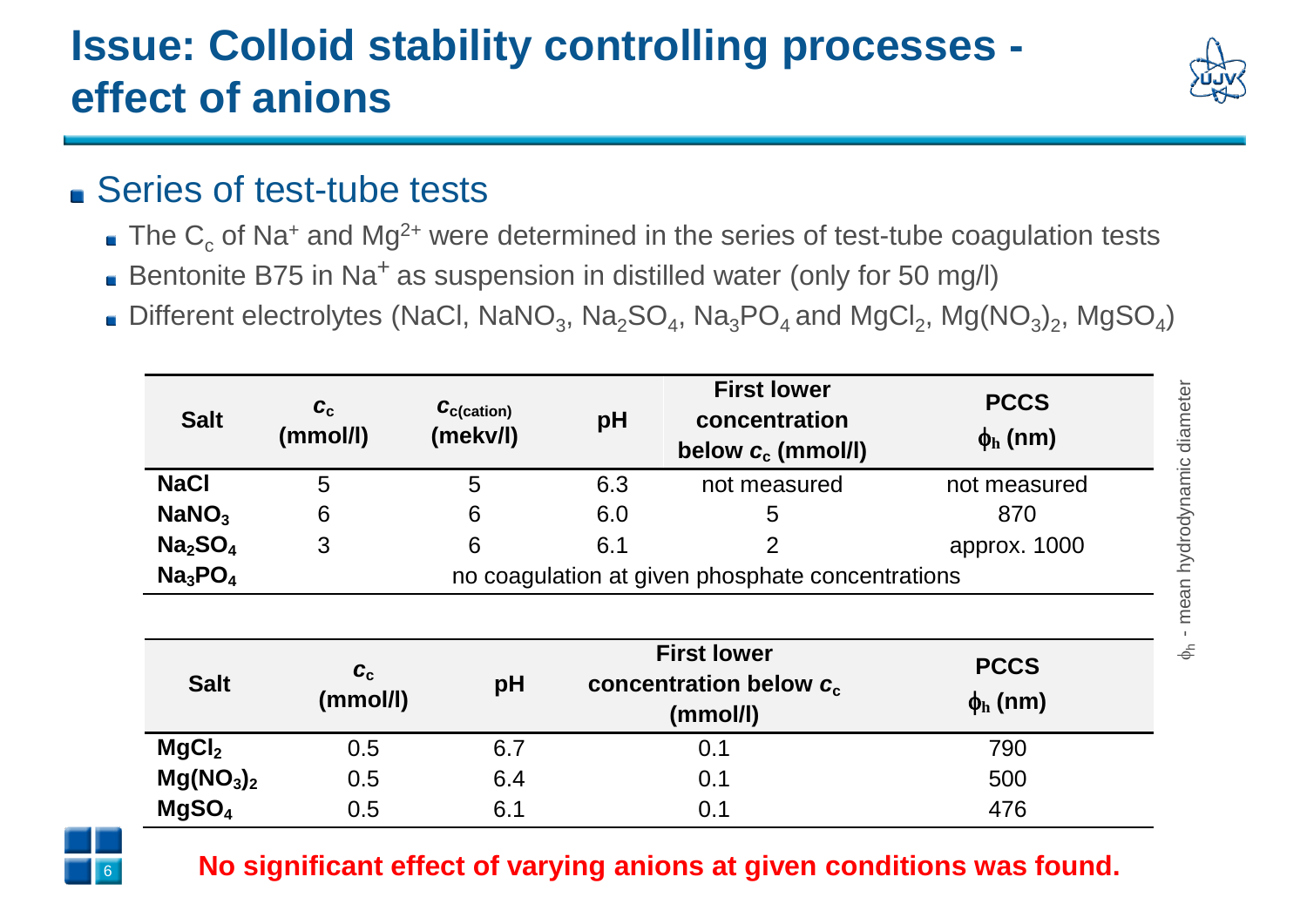# Issue: Colloid stability controlling processes - effect of anions

- Series of test-tube tests
  - The $C_c$ of $Na^+$ and $Mg^{2+}$ were determined in the series of test-tube coagulation tests
  - Bentonite B75 in $Na^+$ as suspension in distilled water (only for 50 mg/l)
  - Different electrolytes (NaCl, $NaNO_3$, $Na_2SO_4$, $Na_3PO_4$ and $MgCl_2$, $Mg(NO_3)_2$, $MgSO_4$)

| Salt | $c_c$ (mmol/l) | $c_{c(cation)}$ (mekv/l) | pH | First lower concentration below $c_c$ (mmol/l) | PCCS $\phi_h$ (nm) |
|---|---|---|---|---|---|
| **NaCl** | 5 | 5 | 6.3 | not measured | not measured |
| **$NaNO_3$** | 6 | 6 | 6.0 | 5 | 870 |
| **$Na_2SO_4$** | 3 | 6 | 6.1 | 2 | approx. 1000 |
| **$Na_3PO_4$** | no coagulation at given phosphate concentrations | | | | |

| Salt | $c_c$ (mmol/l) | pH | First lower concentration below $c_c$ (mmol/l) | PCCS $\phi_h$ (nm) |
|---|---|---|---|---|
| **$MgCl_2$** | 0.5 | 6.7 | 0.1 | 790 |
| **$Mg(NO_3)_2$** | 0.5 | 6.4 | 0.1 | 500 |
| **$MgSO_4$** | 0.5 | 6.1 | 0.1 | 476 |

$\phi_h$ - mean hydrodynamic diameter

**No significant effect of varying anions at given conditions was found.**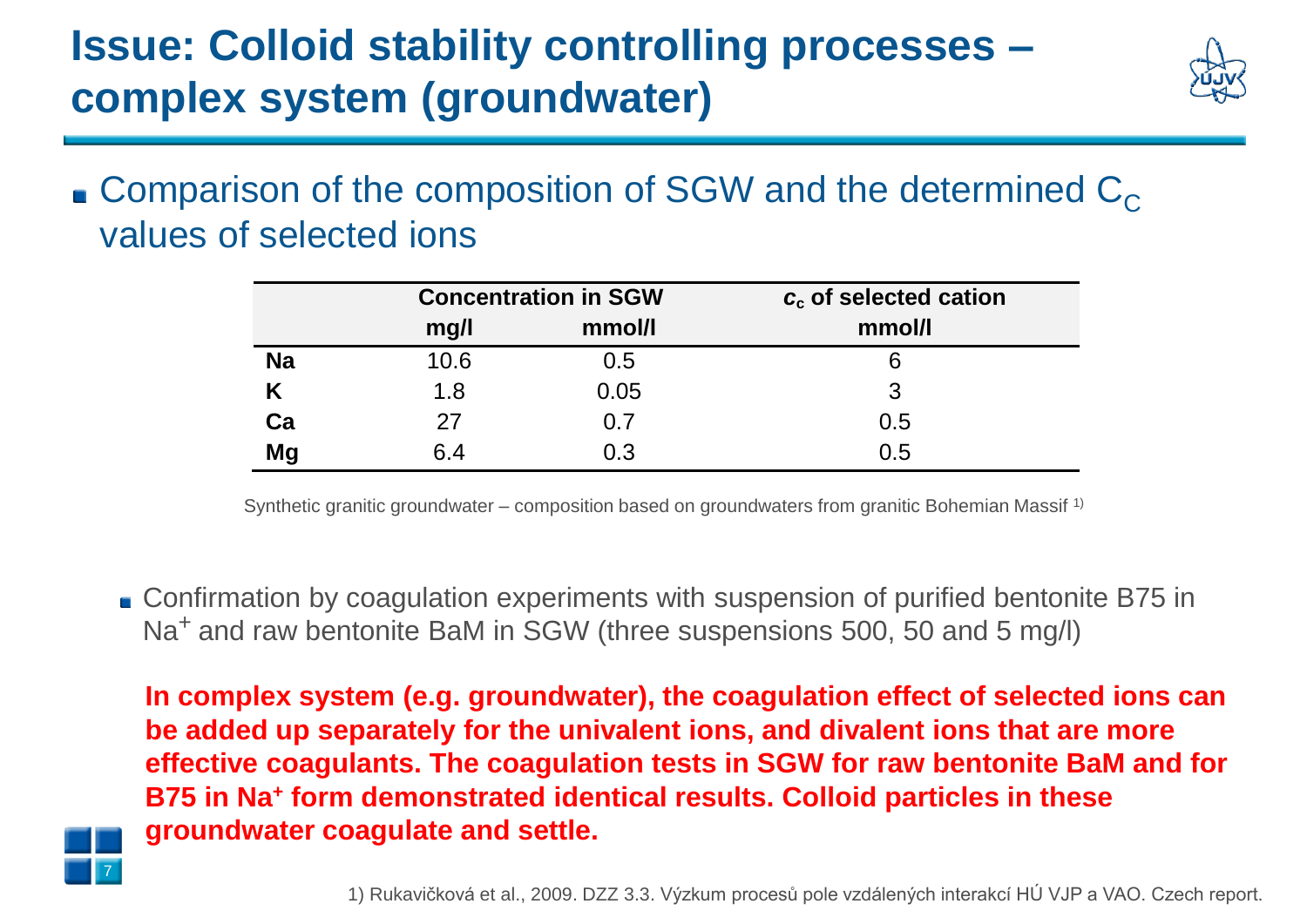# Issue: Colloid stability controlling processes – complex system (groundwater)

- Comparison of the composition of SGW and the determined $C_C$ values of selected ions

| | Concentration in SGW | | $c_c$ of selected cation |
|---|---|---|---|
| | mg/l | mmol/l | mmol/l |
| **Na** | 10.6 | 0.5 | 6 |
| **K** | 1.8 | 0.05 | 3 |
| **Ca** | 27 | 0.7 | 0.5 |
| **Mg** | 6.4 | 0.3 | 0.5 |

Synthetic granitic groundwater – composition based on groundwaters from granitic Bohemian Massif [1)]

- Confirmation by coagulation experiments with suspension of purified bentonite B75 in $Na^+$ and raw bentonite BaM in SGW (three suspensions 500, 50 and 5 mg/l)

**In complex system (e.g. groundwater), the coagulation effect of selected ions can be added up separately for the univalent ions, and divalent ions that are more effective coagulants. The coagulation tests in SGW for raw bentonite BaM and for B75 in $Na^+$ form demonstrated identical results. Colloid particles in these groundwater coagulate and settle.**

1) Rukavičková et al., 2009. DZZ 3.3. Výzkum procesů pole vzdálených interakcí HÚ VJP a VAO. Czech report.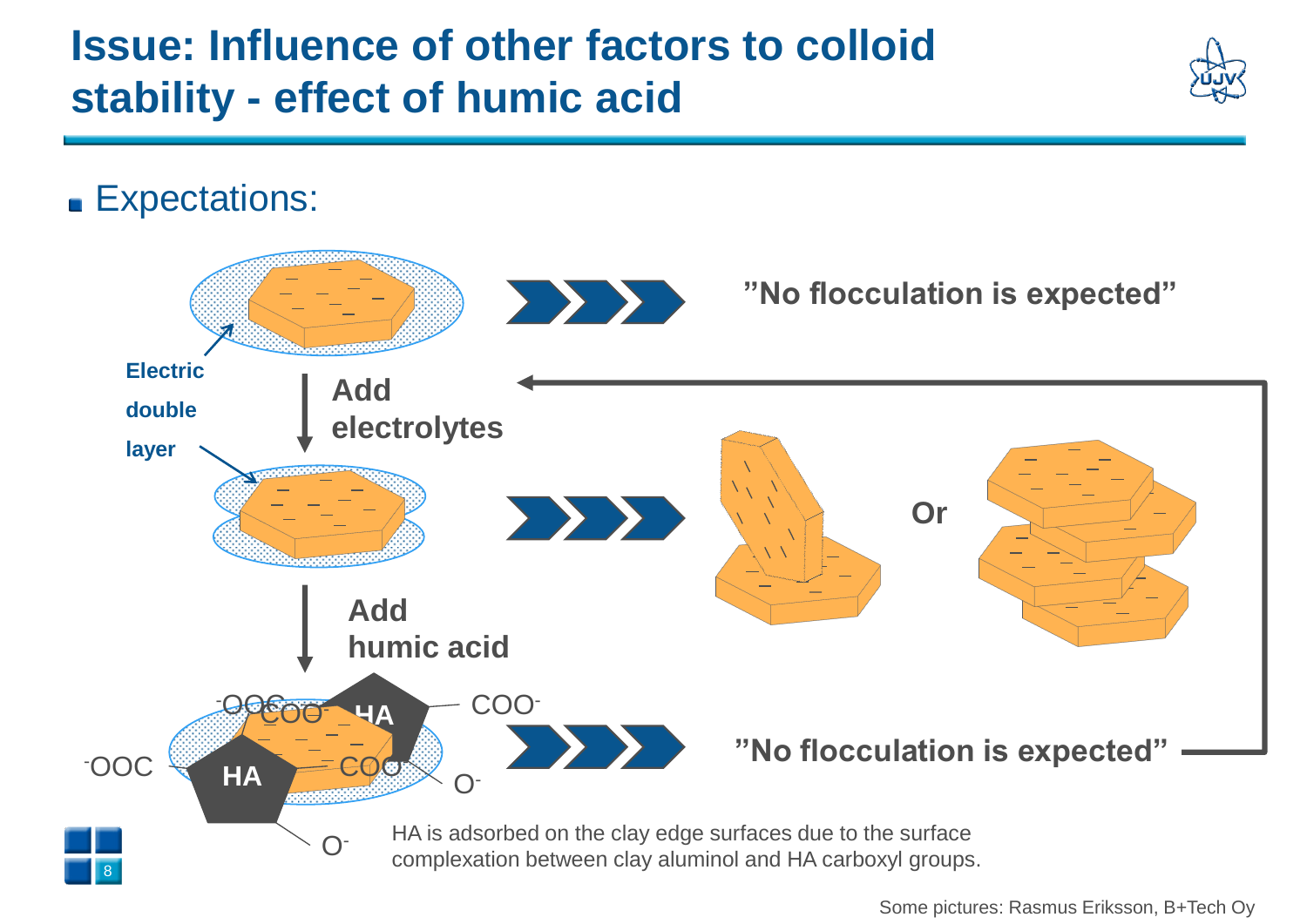# Issue: Influence of other factors to colloid stability - effect of humic acid

- Expectations:

Electric double layer

Add electrolytes

Add humic acid

"No flocculation is expected"

Or

"No flocculation is expected"

$^{-}$OOC COO$^{-}$ HA COO$^{-}$

$^{-}$OOC HA COO$^{-}$ O$^{-}$

O$^{-}$

HA is adsorbed on the clay edge surfaces due to the surface complexation between clay aluminol and HA carboxyl groups.

Some pictures: Rasmus Eriksson, B+Tech Oy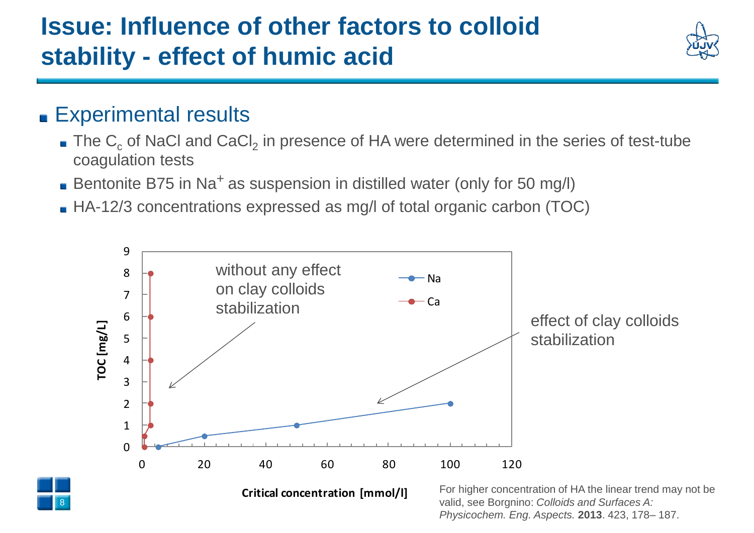# Issue: Influence of other factors to colloid stability - effect of humic acid

- Experimental results
  - The $C_c$ of NaCl and $CaCl_2$ in presence of HA were determined in the series of test-tube coagulation tests
  - Bentonite B75 in $Na^+$ as suspension in distilled water (only for 50 mg/l)
  - HA-12/3 concentrations expressed as mg/l of total organic carbon (TOC)

without any effect on clay colloids stabilization

effect of clay colloids stabilization

TOC [mg/L]

Critical concentration [mmol/l]

Na

Ca

For higher concentration of HA the linear trend may not be valid, see Borgnino: *Colloids and Surfaces A: Physicochem. Eng. Aspects.* **2013**. 423, 178– 187.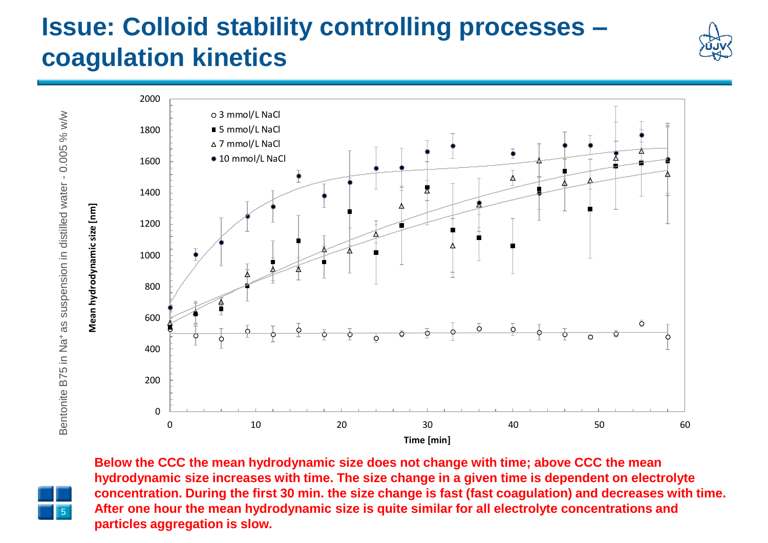# Issue: Colloid stability controlling processes – coagulation kinetics

Bentonite B75 in $Na^+$ as suspension in distilled water - 0.005 % w/w

Mean hydrodynamic size [nm]

Time [min]

- 3 mmol/L NaCl
- 5 mmol/L NaCl
- 7 mmol/L NaCl
- 10 mmol/L NaCl

**Below the CCC the mean hydrodynamic size does not change with time; above CCC the mean hydrodynamic size increases with time. The size change in a given time is dependent on electrolyte concentration. During the first 30 min. the size change is fast (fast coagulation) and decreases with time. After one hour the mean hydrodynamic size is quite similar for all electrolyte concentrations and particles aggregation is slow.**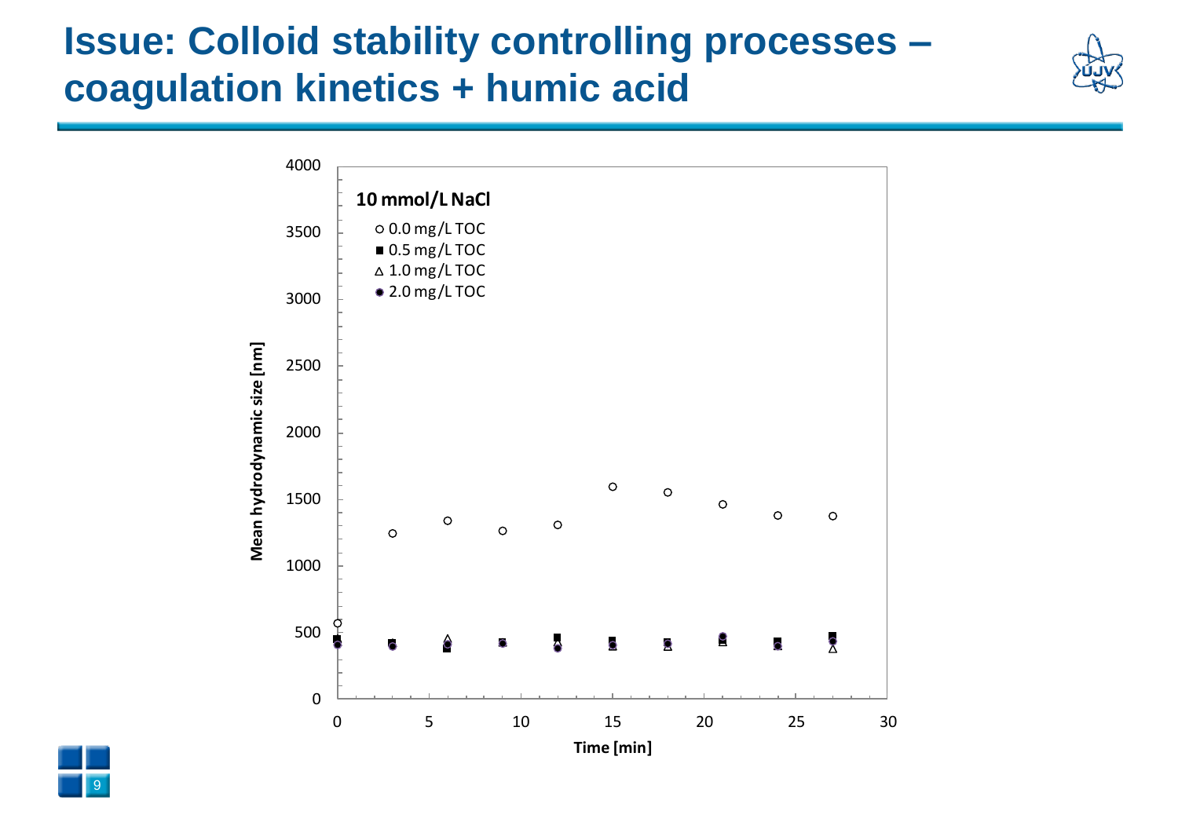# Issue: Colloid stability controlling processes – coagulation kinetics + humic acid

**10 mmol/L NaCl**

- ○ 0.0 mg/L TOC
- ■ 0.5 mg/L TOC
- △ 1.0 mg/L TOC
- ● 2.0 mg/L TOC

Mean hydrodynamic size [nm]

Time [min]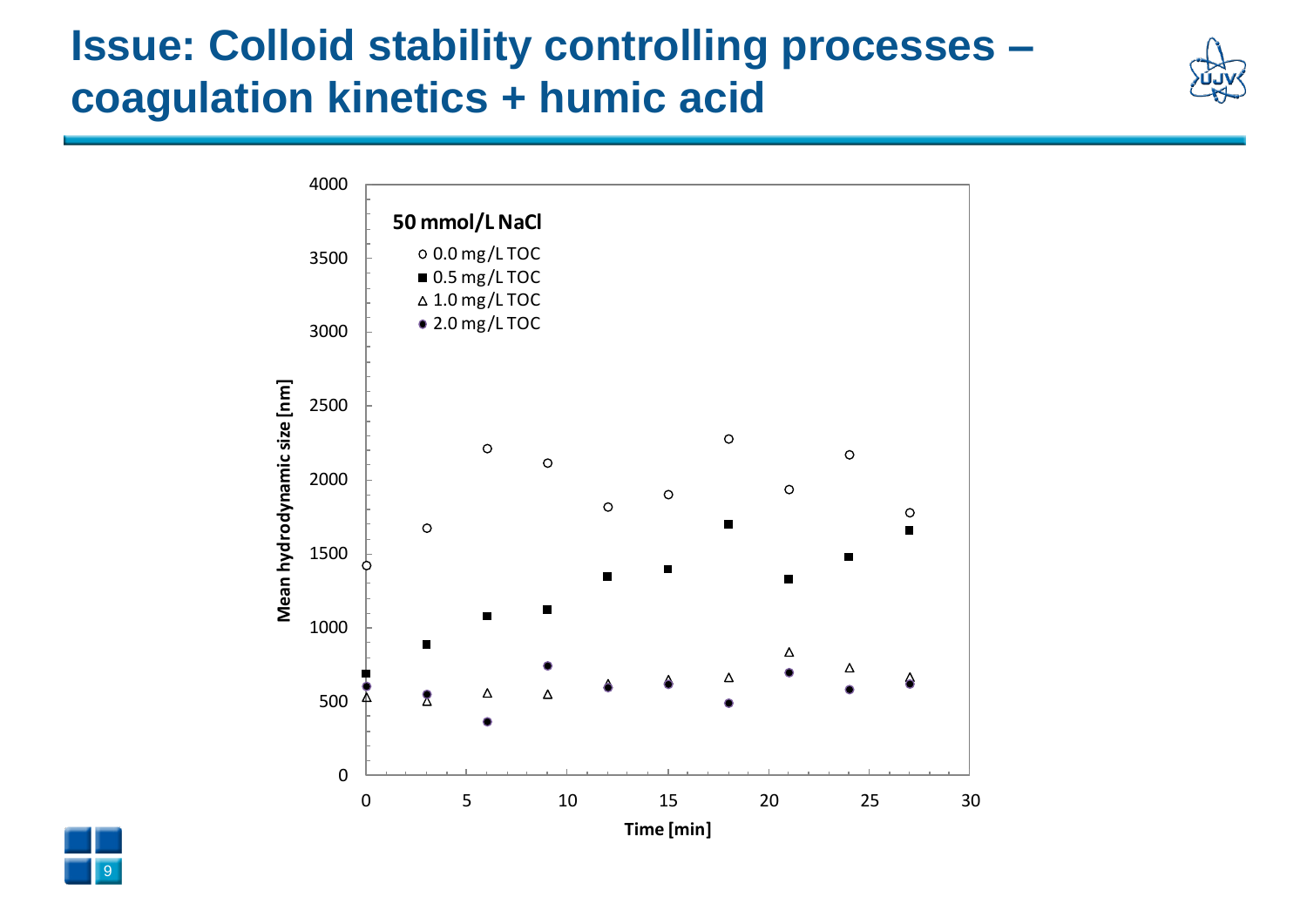# Issue: Colloid stability controlling processes – coagulation kinetics + humic acid

50 mmol/L NaCl

- ○ 0.0 mg/L TOC
- ■ 0.5 mg/L TOC
- △ 1.0 mg/L TOC
- ● 2.0 mg/L TOC

Mean hydrodynamic size [nm]

Time [min]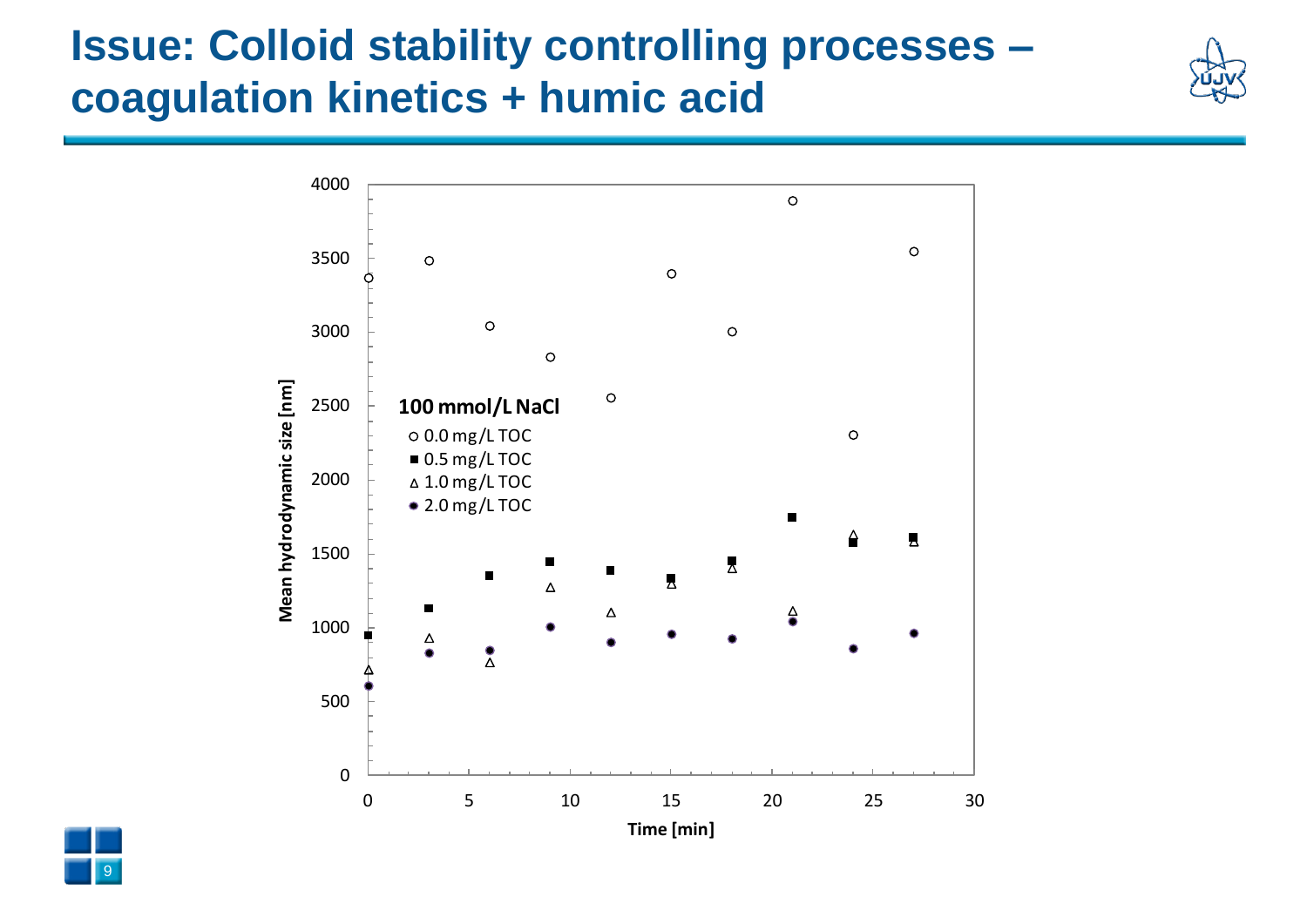# Issue: Colloid stability controlling processes – coagulation kinetics + humic acid

**100 mmol/L NaCl**

- 0.0 mg/L TOC
- 0.5 mg/L TOC
- 1.0 mg/L TOC
- 2.0 mg/L TOC

Mean hydrodynamic size [nm]

Time [min]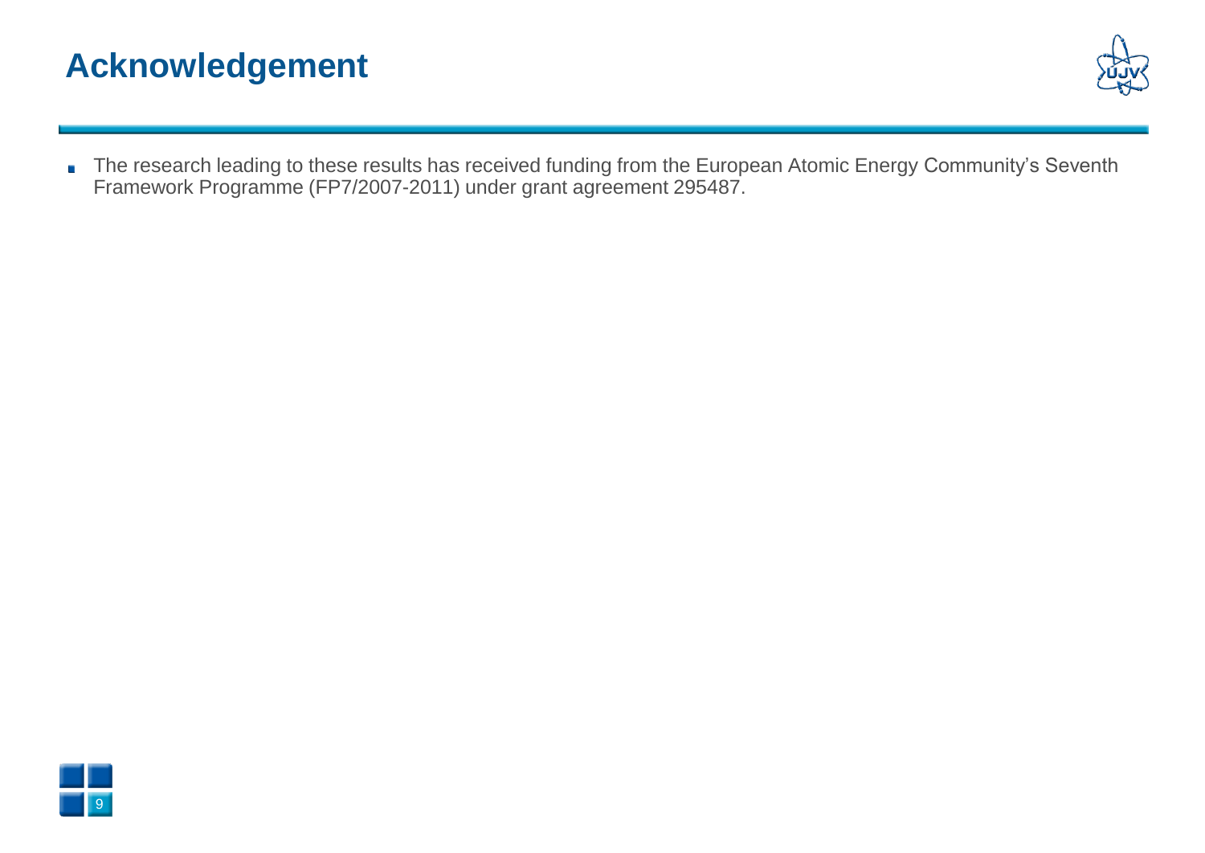# Acknowledgement

- The research leading to these results has received funding from the European Atomic Energy Community's Seventh Framework Programme (FP7/2007-2011) under grant agreement 295487.